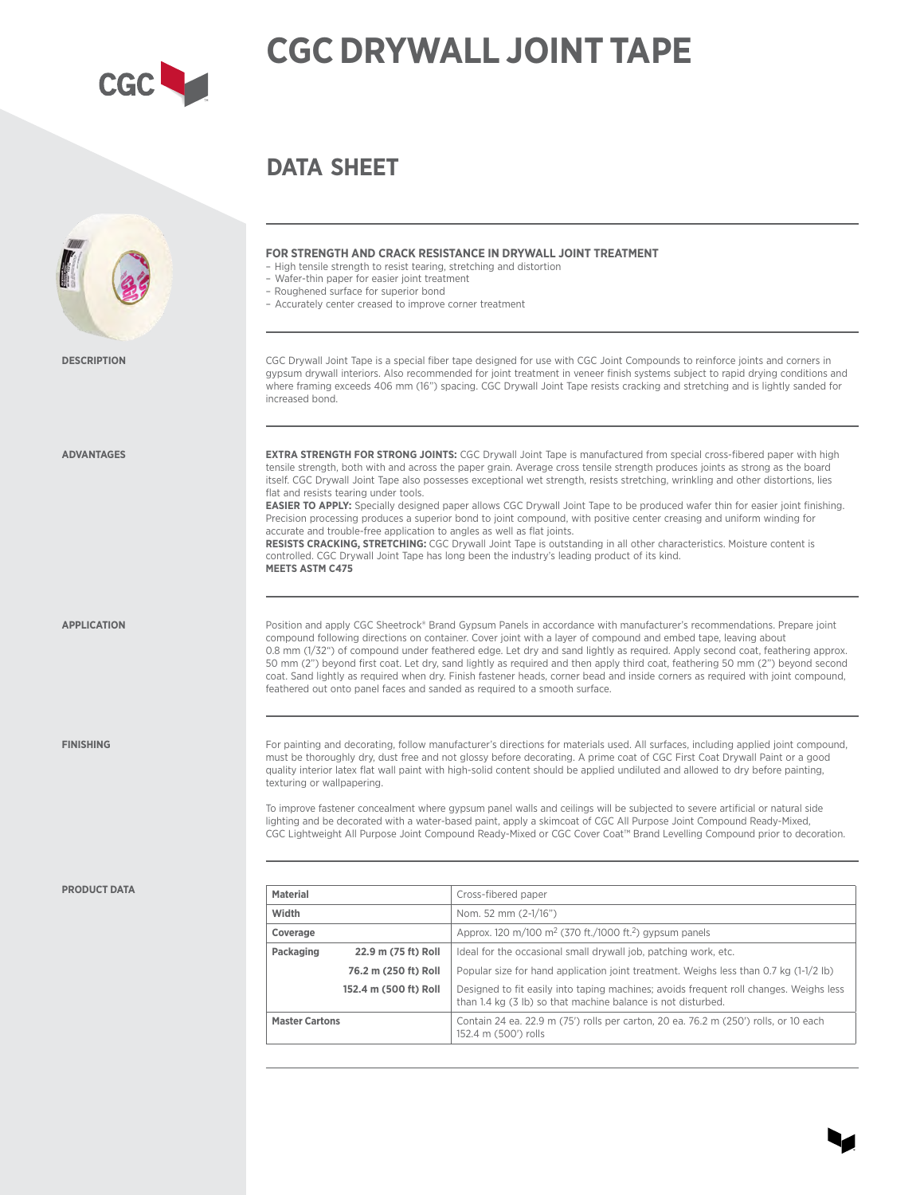# CGC DRYWALL JOINT TAPE

## DATA SHEET

**FOR STRENGTH AND CRACK RESISTANCE IN DRYWALL JOINT TREATMENT**

- High tensile strength to resist tearing, stretching and distortion
- Wafer-thin paper for easier joint treatment
- Roughened surface for superior bond
- Accurately center creased to improve corner treatment

### DESCRIPTION

CGC Drywall Joint Tape is a special fiber tape designed for use with CGC Joint Compounds to reinforce joints and corners in gypsum drywall interiors. Also recommended for joint treatment in veneer finish systems subject to rapid drying conditions and where framing exceeds 406 mm (16") spacing. CGC Drywall Joint Tape resists cracking and stretching and is lightly sanded for increased bond.

### ADVANTAGES

**EXTRA STRENGTH FOR STRONG JOINTS:** CGC Drywall Joint Tape is manufactured from special cross-fibered paper with high tensile strength, both with and across the paper grain. Average cross tensile strength produces joints as strong as the board itself. CGC Drywall Joint Tape also possesses exceptional wet strength, resists stretching, wrinkling and other distortions, lies flat and resists tearing under tools.

**EASIER TO APPLY:** Specially designed paper allows CGC Drywall Joint Tape to be produced wafer thin for easier joint finishing. Precision processing produces a superior bond to joint compound, with positive center creasing and uniform winding for accurate and trouble-free application to angles as well as flat joints.

**RESISTS CRACKING, STRETCHING:** CGC Drywall Joint Tape is outstanding in all other characteristics. Moisture content is controlled. CGC Drywall Joint Tape has long been the industry's leading product of its kind.

**MEETS ASTM C475**

### APPLICATION

Position and apply CGC Sheetrock® Brand Gypsum Panels in accordance with manufacturer's recommendations. Prepare joint compound following directions on container. Cover joint with a layer of compound and embed tape, leaving about 0.8 mm (1/32") of compound under feathered edge. Let dry and sand lightly as required. Apply second coat, feathering approx. 50 mm (2") beyond first coat. Let dry, sand lightly as required and then apply third coat, feathering 50 mm (2") beyond second coat. Sand lightly as required when dry. Finish fastener heads, corner bead and inside corners as required with joint compound, feathered out onto panel faces and sanded as required to a smooth surface.

### FINISHING

For painting and decorating, follow manufacturer's directions for materials used. All surfaces, including applied joint compound, must be thoroughly dry, dust free and not glossy before decorating. A prime coat of CGC First Coat Drywall Paint or a good quality interior latex flat wall paint with high-solid content should be applied undiluted and allowed to dry before painting, texturing or wallpapering.

To improve fastener concealment where gypsum panel walls and ceilings will be subjected to severe artificial or natural side lighting and be decorated with a water-based paint, apply a skimcoat of CGC All Purpose Joint Compound Ready-Mixed, CGC Lightweight All Purpose Joint Compound Ready-Mixed or CGC Cover Coat™ Brand Levelling Compound prior to decoration.

### PRODUCT DATA

| | | |
|---|---|---|
| **Material** | | Cross-fibered paper |
| **Width** | | Nom. 52 mm (2-1/16") |
| **Coverage** | | Approx. 120 m/100 m² (370 ft./1000 ft.²) gypsum panels |
| **Packaging** | **22.9 m (75 ft) Roll** | Ideal for the occasional small drywall job, patching work, etc. |
| | **76.2 m (250 ft) Roll** | Popular size for hand application joint treatment. Weighs less than 0.7 kg (1-1/2 lb) |
| | **152.4 m (500 ft) Roll** | Designed to fit easily into taping machines; avoids frequent roll changes. Weighs less than 1.4 kg (3 lb) so that machine balance is not disturbed. |
| **Master Cartons** | | Contain 24 ea. 22.9 m (75') rolls per carton, 20 ea. 76.2 m (250') rolls, or 10 each 152.4 m (500') rolls |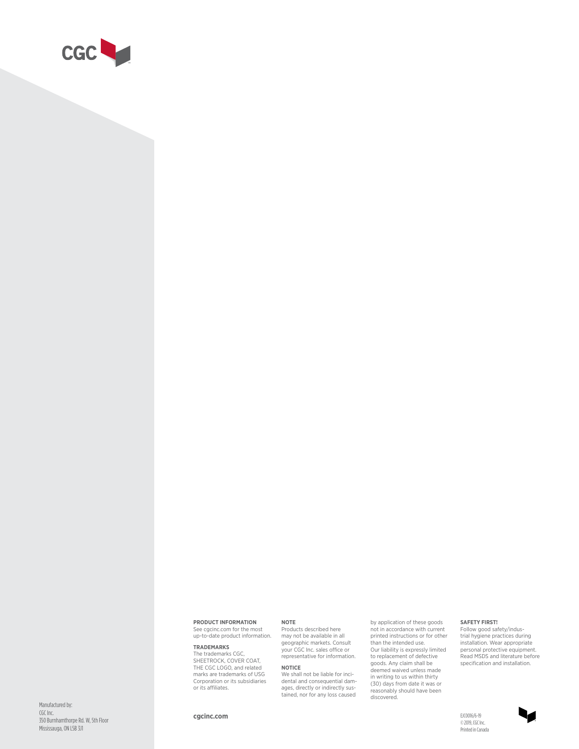**PRODUCT INFORMATION**
See cgcinc.com for the most up-to-date product information.

**TRADEMARKS**
The trademarks CGC, SHEETROCK, COVER COAT, THE CGC LOGO, and related marks are trademarks of USG Corporation or its subsidiaries or its affiliates.

**NOTE**
Products described here may not be available in all geographic markets. Consult your CGC Inc. sales office or representative for information.

**NOTICE**
We shall not be liable for incidental and consequential damages, directly or indirectly sustained, nor for any loss caused by application of these goods not in accordance with current printed instructions or for other than the intended use. Our liability is expressly limited to replacement of defective goods. Any claim shall be deemed waived unless made in writing to us within thirty (30) days from date it was or reasonably should have been discovered.

**SAFETY FIRST!**
Follow good safety/industrial hygiene practices during installation. Wear appropriate personal protective equipment. Read MSDS and literature before specification and installation.

Manufactured by:
CGC Inc.
350 Burnhamthorpe Rd. W, 5th Floor
Mississauga, ON L5B 3J1

**cgcinc.com**

EJC0016/6-19
© 2019, CGC Inc.
Printed in Canada